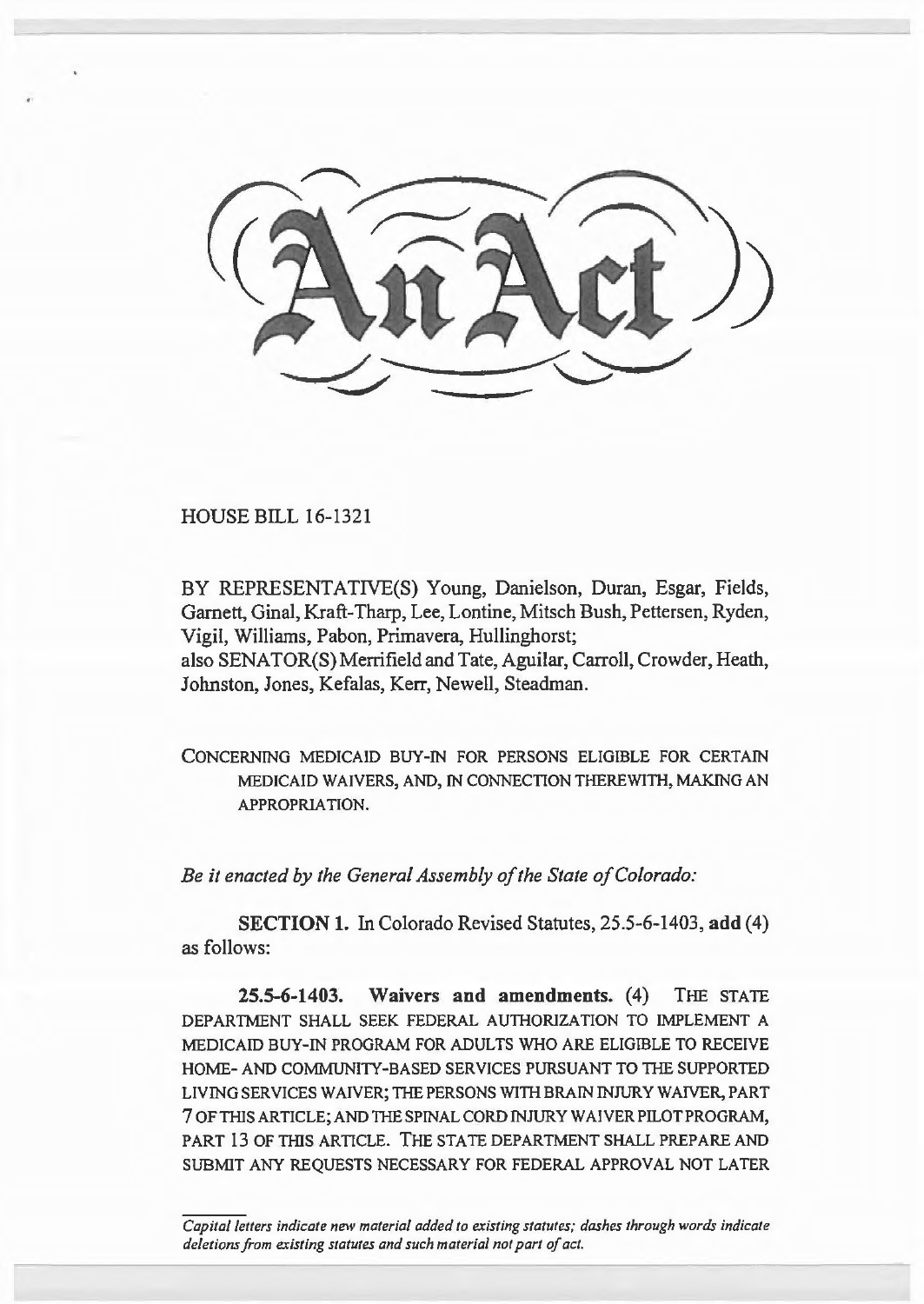# An Act

HOUSE BILL 16-1321

BY REPRESENTATIVE(S) Young, Danielson, Duran, Esgar, Fields, Garnett, Ginal, Kraft-Tharp, Lee, Lontine, Mitsch Bush, Pettersen, Ryden, Vigil, Williams, Pabon, Primavera, Hullinghorst;
also SENATOR(S) Merrifield and Tate, Aguilar, Carroll, Crowder, Heath, Johnston, Jones, Kefalas, Kerr, Newell, Steadman.

CONCERNING MEDICAID BUY-IN FOR PERSONS ELIGIBLE FOR CERTAIN MEDICAID WAIVERS, AND, IN CONNECTION THEREWITH, MAKING AN APPROPRIATION.

*Be it enacted by the General Assembly of the State of Colorado:*

**SECTION 1.** In Colorado Revised Statutes, 25.5-6-1403, **add** (4) as follows:

**25.5-6-1403. Waivers and amendments.** (4) THE STATE DEPARTMENT SHALL SEEK FEDERAL AUTHORIZATION TO IMPLEMENT A MEDICAID BUY-IN PROGRAM FOR ADULTS WHO ARE ELIGIBLE TO RECEIVE HOME- AND COMMUNITY-BASED SERVICES PURSUANT TO THE SUPPORTED LIVING SERVICES WAIVER; THE PERSONS WITH BRAIN INJURY WAIVER, PART 7 OF THIS ARTICLE; AND THE SPINAL CORD INJURY WAIVER PILOT PROGRAM, PART 13 OF THIS ARTICLE. THE STATE DEPARTMENT SHALL PREPARE AND SUBMIT ANY REQUESTS NECESSARY FOR FEDERAL APPROVAL NOT LATER

*Capital letters indicate new material added to existing statutes; dashes through words indicate deletions from existing statutes and such material not part of act.*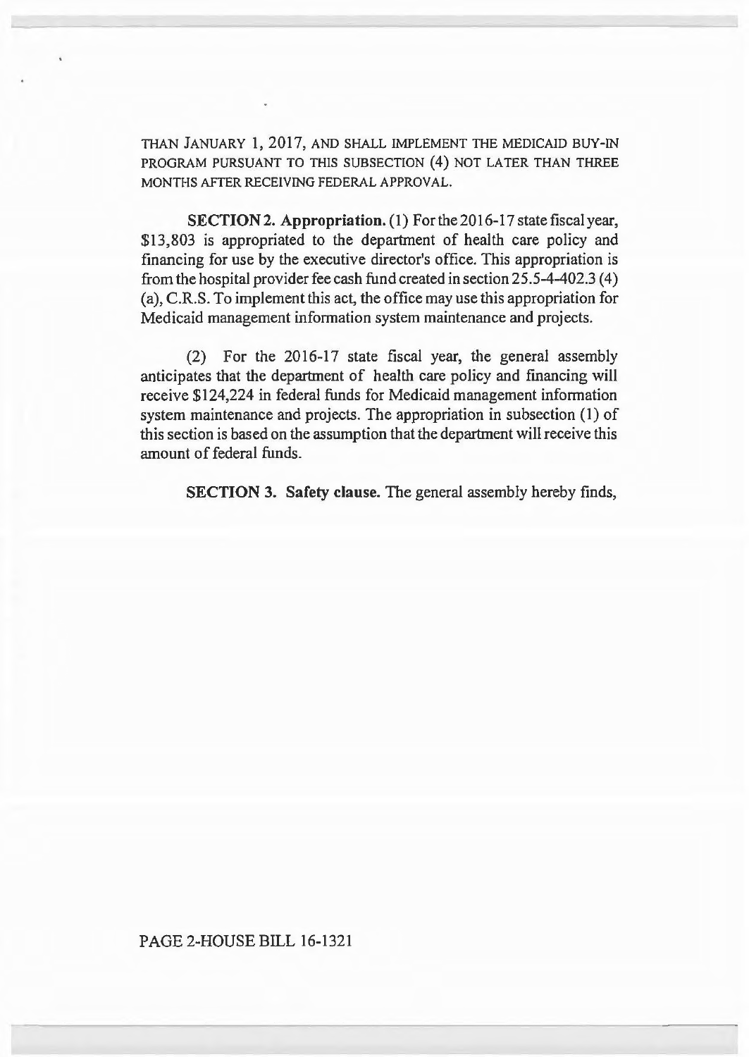THAN JANUARY 1, 2017, AND SHALL IMPLEMENT THE MEDICAID BUY-IN PROGRAM PURSUANT TO THIS SUBSECTION (4) NOT LATER THAN THREE MONTHS AFTER RECEIVING FEDERAL APPROVAL.

**SECTION 2. Appropriation.** (1) For the 2016-17 state fiscal year, $13,803 is appropriated to the department of health care policy and financing for use by the executive director's office. This appropriation is from the hospital provider fee cash fund created in section 25.5-4-402.3 (4) (a), C.R.S. To implement this act, the office may use this appropriation for Medicaid management information system maintenance and projects.

(2) For the 2016-17 state fiscal year, the general assembly anticipates that the department of health care policy and financing will receive $124,224 in federal funds for Medicaid management information system maintenance and projects. The appropriation in subsection (1) of this section is based on the assumption that the department will receive this amount of federal funds.

**SECTION 3. Safety clause.** The general assembly hereby finds,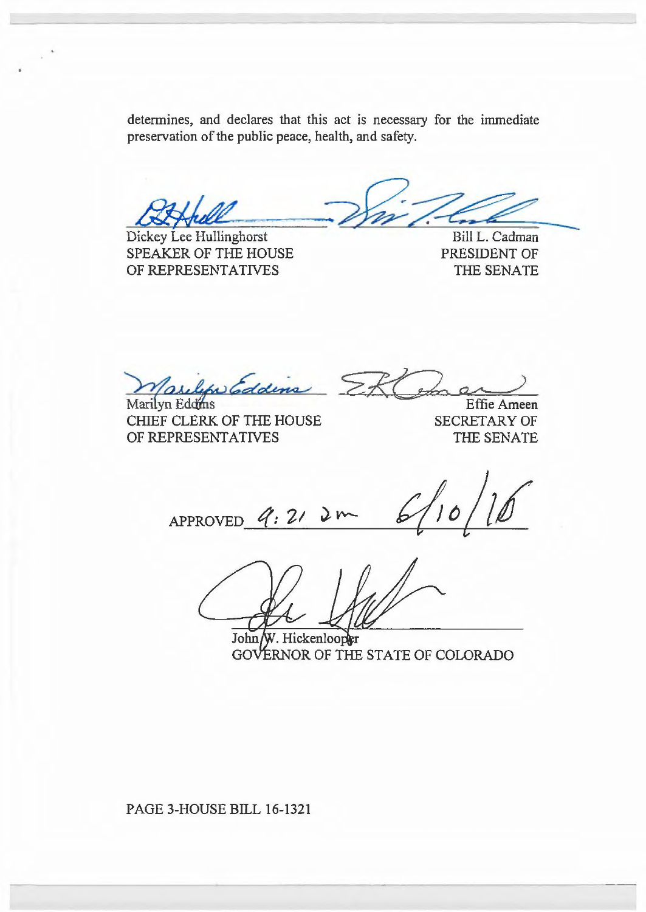determines, and declares that this act is necessary for the immediate preservation of the public peace, health, and safety.

Dickey Lee Hullinghorst
SPEAKER OF THE HOUSE
OF REPRESENTATIVES

Bill L. Cadman
PRESIDENT OF
THE SENATE

Marilyn Eddins
CHIEF CLERK OF THE HOUSE
OF REPRESENTATIVES

Effie Ameen
SECRETARY OF
THE SENATE

APPROVED 9:21 am 6/10/16

John W. Hickenlooper
GOVERNOR OF THE STATE OF COLORADO

PAGE 3-HOUSE BILL 16-1321